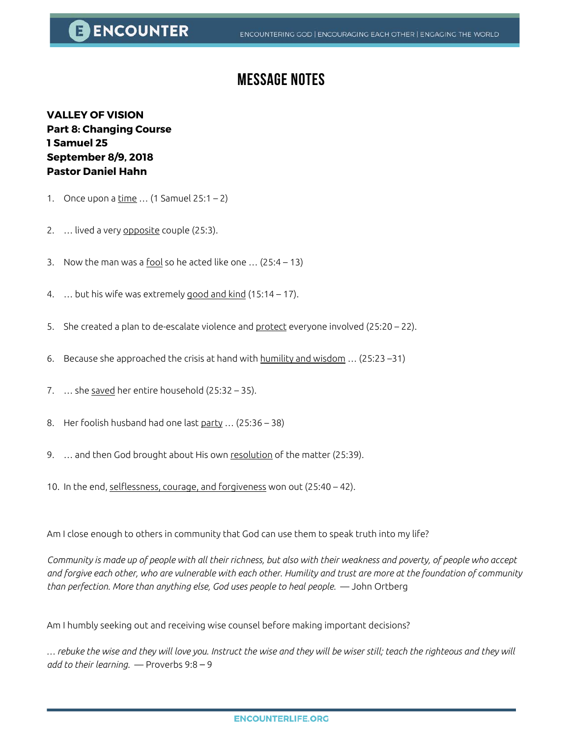# MESSAGE NOTES

**VALLEY OF VISION**
**Part 8: Changing Course**
**1 Samuel 25**
**September 8/9, 2018**
**Pastor Daniel Hahn**

1. Once upon a time … (1 Samuel 25:1 – 2)

2. … lived a very opposite couple (25:3).

3. Now the man was a fool so he acted like one … (25:4 – 13)

4. … but his wife was extremely good and kind (15:14 – 17).

5. She created a plan to de-escalate violence and protect everyone involved (25:20 – 22).

6. Because she approached the crisis at hand with humility and wisdom … (25:23 –31)

7. … she saved her entire household (25:32 – 35).

8. Her foolish husband had one last party … (25:36 – 38)

9. … and then God brought about His own resolution of the matter (25:39).

10. In the end, selflessness, courage, and forgiveness won out (25:40 – 42).

Am I close enough to others in community that God can use them to speak truth into my life?

*Community is made up of people with all their richness, but also with their weakness and poverty, of people who accept and forgive each other, who are vulnerable with each other. Humility and trust are more at the foundation of community than perfection. More than anything else, God uses people to heal people.* — John Ortberg

Am I humbly seeking out and receiving wise counsel before making important decisions?

*… rebuke the wise and they will love you. Instruct the wise and they will be wiser still; teach the righteous and they will add to their learning.* — Proverbs 9:8 – 9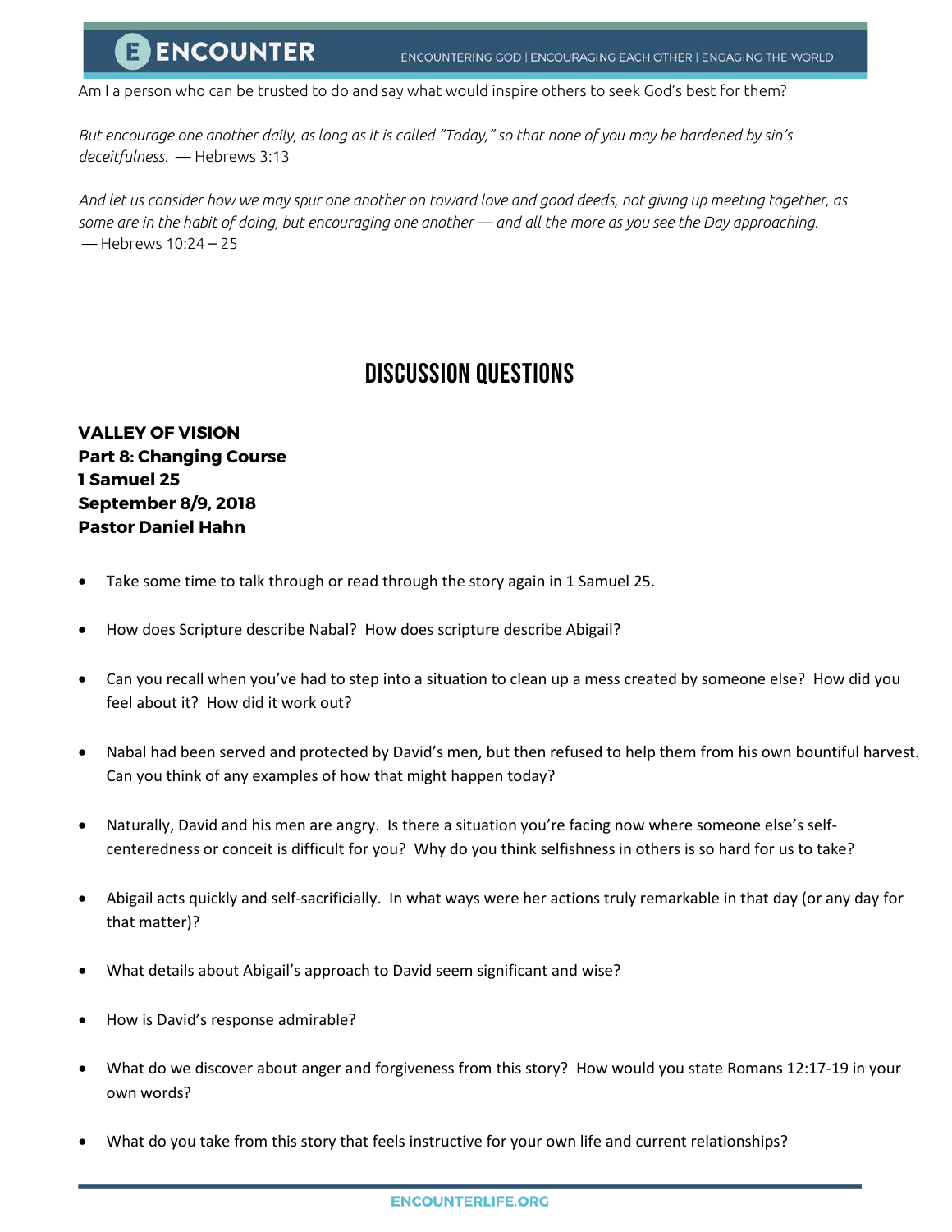Am I a person who can be trusted to do and say what would inspire others to seek God's best for them?

*But encourage one another daily, as long as it is called "Today," so that none of you may be hardened by sin's deceitfulness.* — Hebrews 3:13

*And let us consider how we may spur one another on toward love and good deeds, not giving up meeting together, as some are in the habit of doing, but encouraging one another — and all the more as you see the Day approaching.* — Hebrews 10:24 – 25

# DISCUSSION QUESTIONS

**VALLEY OF VISION**
**Part 8: Changing Course**
**1 Samuel 25**
**September 8/9, 2018**
**Pastor Daniel Hahn**

- Take some time to talk through or read through the story again in 1 Samuel 25.
- How does Scripture describe Nabal? How does scripture describe Abigail?
- Can you recall when you've had to step into a situation to clean up a mess created by someone else? How did you feel about it? How did it work out?
- Nabal had been served and protected by David's men, but then refused to help them from his own bountiful harvest. Can you think of any examples of how that might happen today?
- Naturally, David and his men are angry. Is there a situation you're facing now where someone else's self-centeredness or conceit is difficult for you? Why do you think selfishness in others is so hard for us to take?
- Abigail acts quickly and self-sacrificially. In what ways were her actions truly remarkable in that day (or any day for that matter)?
- What details about Abigail's approach to David seem significant and wise?
- How is David's response admirable?
- What do we discover about anger and forgiveness from this story? How would you state Romans 12:17-19 in your own words?
- What do you take from this story that feels instructive for your own life and current relationships?